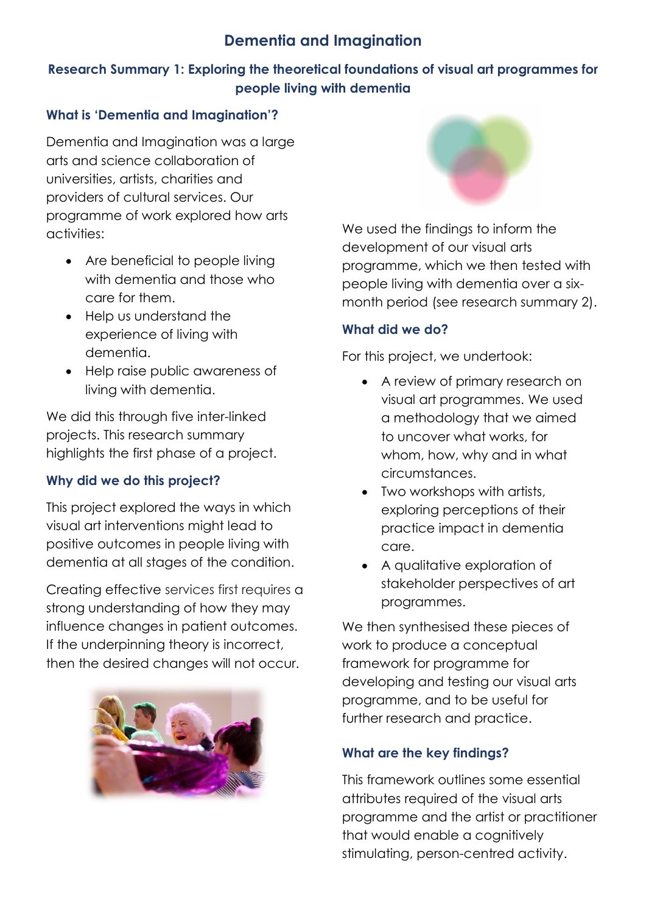# Dementia and Imagination

## Research Summary 1: Exploring the theoretical foundations of visual art programmes for people living with dementia

### What is 'Dementia and Imagination'?

Dementia and Imagination was a large arts and science collaboration of universities, artists, charities and providers of cultural services. Our programme of work explored how arts activities:

- Are beneficial to people living with dementia and those who care for them.
- Help us understand the experience of living with dementia.
- Help raise public awareness of living with dementia.

We did this through five inter-linked projects. This research summary highlights the first phase of a project.

### Why did we do this project?

This project explored the ways in which visual art interventions might lead to positive outcomes in people living with dementia at all stages of the condition.

Creating effective services first requires a strong understanding of how they may influence changes in patient outcomes. If the underpinning theory is incorrect, then the desired changes will not occur.

We used the findings to inform the development of our visual arts programme, which we then tested with people living with dementia over a six-month period (see research summary 2).

### What did we do?

For this project, we undertook:

- A review of primary research on visual art programmes. We used a methodology that we aimed to uncover what works, for whom, how, why and in what circumstances.
- Two workshops with artists, exploring perceptions of their practice impact in dementia care.
- A qualitative exploration of stakeholder perspectives of art programmes.

We then synthesised these pieces of work to produce a conceptual framework for programme for developing and testing our visual arts programme, and to be useful for further research and practice.

### What are the key findings?

This framework outlines some essential attributes required of the visual arts programme and the artist or practitioner that would enable a cognitively stimulating, person-centred activity.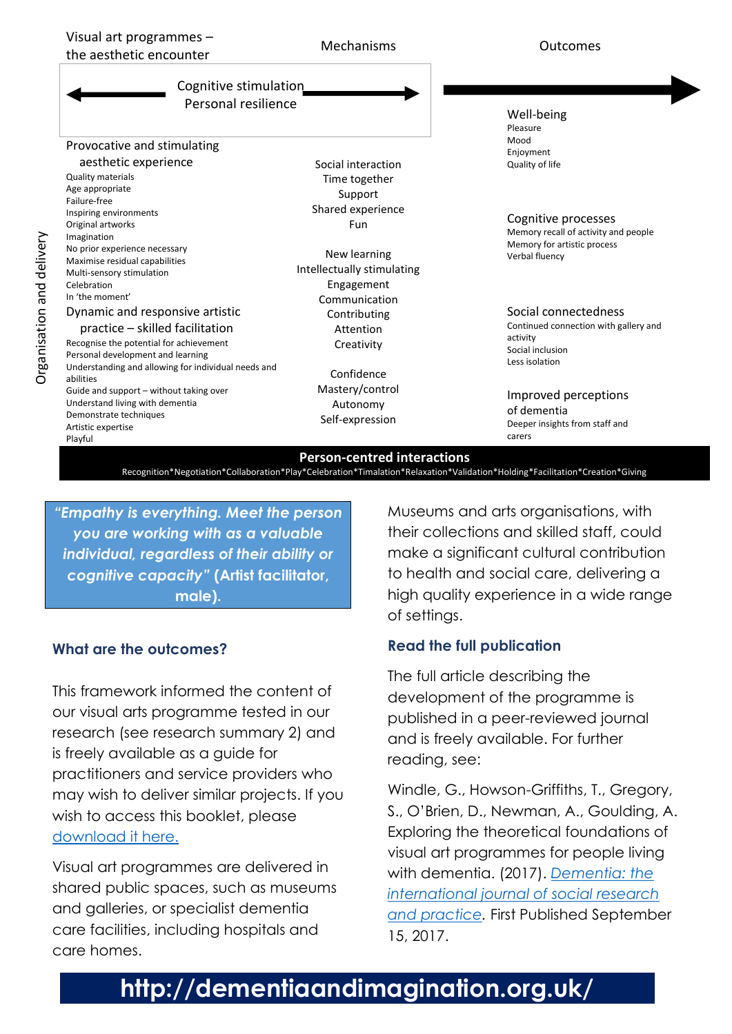Visual art programmes – the aesthetic encounter

Mechanisms

Outcomes

Cognitive stimulation
Personal resilience

Organisation and delivery

Provocative and stimulating aesthetic experience

Quality materials
Age appropriate
Failure-free
Inspiring environments
Original artworks
Imagination
No prior experience necessary
Maximise residual capabilities
Multi-sensory stimulation
Celebration
In 'the moment'

Dynamic and responsive artistic practice – skilled facilitation

Recognise the potential for achievement
Personal development and learning
Understanding and allowing for individual needs and abilities
Guide and support – without taking over
Understand living with dementia
Demonstrate techniques
Artistic expertise
Playful

Social interaction
Time together
Support
Shared experience
Fun

New learning
Intellectually stimulating
Engagement
Communication
Contributing
Attention
Creativity

Confidence
Mastery/control
Autonomy
Self-expression

Well-being
Pleasure
Mood
Enjoyment
Quality of life

Cognitive processes
Memory recall of activity and people
Memory for artistic process
Verbal fluency

Social connectedness
Continued connection with gallery and activity
Social inclusion
Less isolation

Improved perceptions of dementia
Deeper insights from staff and carers

**Person-centred interactions**

Recognition*Negotiation*Collaboration*Play*Celebration*Timalation*Relaxation*Validation*Holding*Facilitation*Creation*Giving

> ***"Empathy is everything. Meet the person you are working with as a valuable individual, regardless of their ability or cognitive capacity"*** **(Artist facilitator, male).**

### What are the outcomes?

This framework informed the content of our visual arts programme tested in our research (see research summary 2) and is freely available as a guide for practitioners and service providers who may wish to deliver similar projects. If you wish to access this booklet, please download it here.

Visual art programmes are delivered in shared public spaces, such as museums and galleries, or specialist dementia care facilities, including hospitals and care homes.

Museums and arts organisations, with their collections and skilled staff, could make a significant cultural contribution to health and social care, delivering a high quality experience in a wide range of settings.

### Read the full publication

The full article describing the development of the programme is published in a peer-reviewed journal and is freely available. For further reading, see:

Windle, G., Howson-Griffiths, T., Gregory, S., O'Brien, D., Newman, A., Goulding, A. Exploring the theoretical foundations of visual art programmes for people living with dementia. (2017). *Dementia: the international journal of social research and practice*. First Published September 15, 2017.

**http://dementiaandimagination.org.uk/**